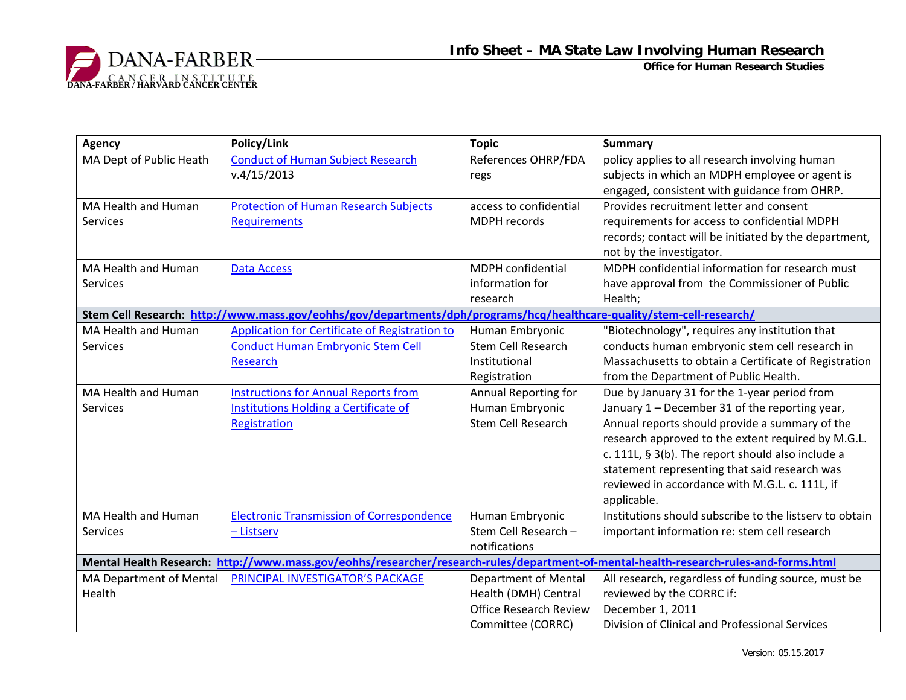# Info Sheet – MA State Law Involving Human Research

**Office for Human Research Studies**

| Agency | Policy/Link | Topic | Summary |
|---|---|---|---|
| MA Dept of Public Heath | Conduct of Human Subject Research v.4/15/2013 | References OHRP/FDA regs | policy applies to all research involving human subjects in which an MDPH employee or agent is engaged, consistent with guidance from OHRP. |
| MA Health and Human Services | Protection of Human Research Subjects Requirements | access to confidential MDPH records | Provides recruitment letter and consent requirements for access to confidential MDPH records; contact will be initiated by the department, not by the investigator. |
| MA Health and Human Services | Data Access | MDPH confidential information for research | MDPH confidential information for research must have approval from the Commissioner of Public Health; |
| **Stem Cell Research: http://www.mass.gov/eohhs/gov/departments/dph/programs/hcq/healthcare-quality/stem-cell-research/** | | | |
| MA Health and Human Services | Application for Certificate of Registration to Conduct Human Embryonic Stem Cell Research | Human Embryonic Stem Cell Research Institutional Registration | "Biotechnology", requires any institution that conducts human embryonic stem cell research in Massachusetts to obtain a Certificate of Registration from the Department of Public Health. |
| MA Health and Human Services | Instructions for Annual Reports from Institutions Holding a Certificate of Registration | Annual Reporting for Human Embryonic Stem Cell Research | Due by January 31 for the 1-year period from January 1 – December 31 of the reporting year, Annual reports should provide a summary of the research approved to the extent required by M.G.L. c. 111L, § 3(b). The report should also include a statement representing that said research was reviewed in accordance with M.G.L. c. 111L, if applicable. |
| MA Health and Human Services | Electronic Transmission of Correspondence – Listserv | Human Embryonic Stem Cell Research – notifications | Institutions should subscribe to the listserv to obtain important information re: stem cell research |
| **Mental Health Research: http://www.mass.gov/eohhs/researcher/research-rules/department-of-mental-health-research-rules-and-forms.html** | | | |
| MA Department of Mental Health | PRINCIPAL INVESTIGATOR'S PACKAGE | Department of Mental Health (DMH) Central Office Research Review Committee (CORRC) | All research, regardless of funding source, must be reviewed by the CORRC if: December 1, 2011 Division of Clinical and Professional Services |

Version: 05.15.2017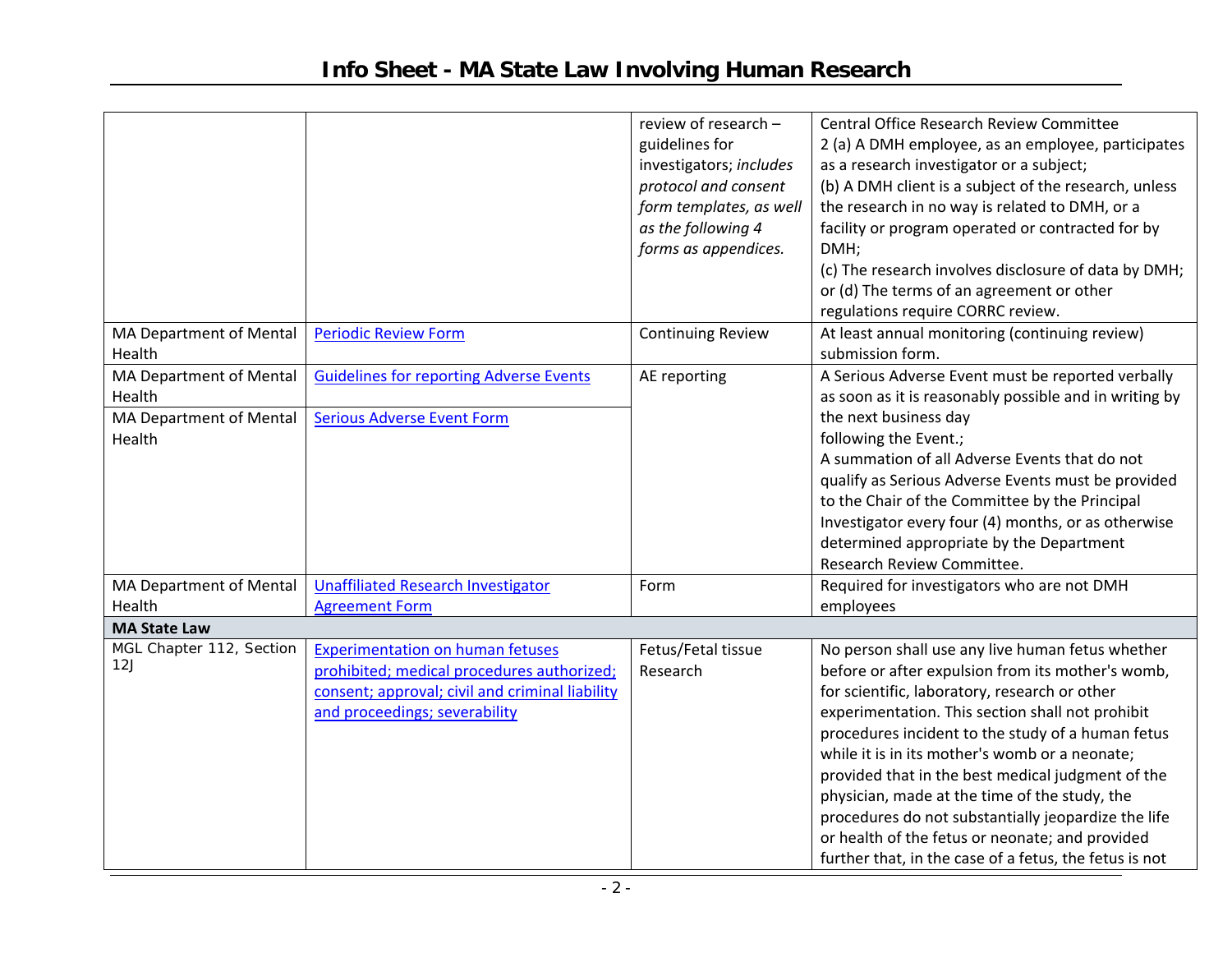# Info Sheet - MA State Law Involving Human Research

| | | | |
|---|---|---|---|
| | | review of research – guidelines for investigators; *includes protocol and consent form templates, as well as the following 4 forms as appendices.* | Central Office Research Review Committee<br>2 (a) A DMH employee, as an employee, participates as a research investigator or a subject;<br>(b) A DMH client is a subject of the research, unless the research in no way is related to DMH, or a facility or program operated or contracted for by DMH;<br>(c) The research involves disclosure of data by DMH; or (d) The terms of an agreement or other regulations require CORRC review. |
| MA Department of Mental Health | Periodic Review Form | Continuing Review | At least annual monitoring (continuing review) submission form. |
| MA Department of Mental Health | Guidelines for reporting Adverse Events | AE reporting | A Serious Adverse Event must be reported verbally as soon as it is reasonably possible and in writing by the next business day following the Event.;<br>A summation of all Adverse Events that do not qualify as Serious Adverse Events must be provided to the Chair of the Committee by the Principal Investigator every four (4) months, or as otherwise determined appropriate by the Department Research Review Committee. |
| MA Department of Mental Health | Serious Adverse Event Form | | |
| MA Department of Mental Health | Unaffiliated Research Investigator Agreement Form | Form | Required for investigators who are not DMH employees |
| **MA State Law** | | | |
| MGL Chapter 112, Section 12J | Experimentation on human fetuses prohibited; medical procedures authorized; consent; approval; civil and criminal liability and proceedings; severability | Fetus/Fetal tissue Research | No person shall use any live human fetus whether before or after expulsion from its mother's womb, for scientific, laboratory, research or other experimentation. This section shall not prohibit procedures incident to the study of a human fetus while it is in its mother's womb or a neonate; provided that in the best medical judgment of the physician, made at the time of the study, the procedures do not substantially jeopardize the life or health of the fetus or neonate; and provided further that, in the case of a fetus, the fetus is not |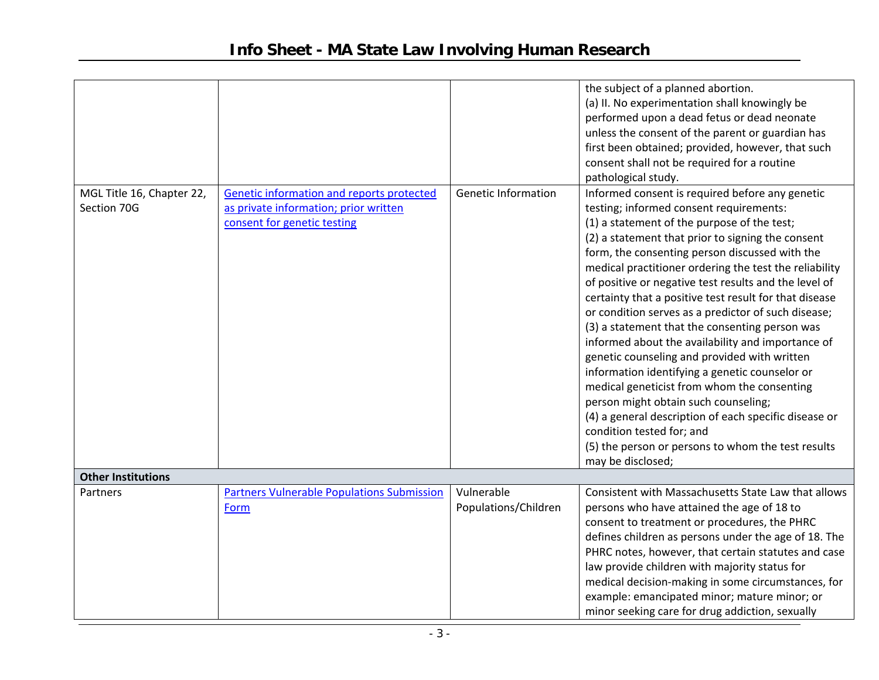| | | | |
|---|---|---|---|
| | | | the subject of a planned abortion.<br>(a) II. No experimentation shall knowingly be performed upon a dead fetus or dead neonate unless the consent of the parent or guardian has first been obtained; provided, however, that such consent shall not be required for a routine pathological study. |
| MGL Title 16, Chapter 22, Section 70G | Genetic information and reports protected as private information; prior written consent for genetic testing | Genetic Information | Informed consent is required before any genetic testing; informed consent requirements:<br>(1) a statement of the purpose of the test;<br>(2) a statement that prior to signing the consent form, the consenting person discussed with the medical practitioner ordering the test the reliability of positive or negative test results and the level of certainty that a positive test result for that disease or condition serves as a predictor of such disease;<br>(3) a statement that the consenting person was informed about the availability and importance of genetic counseling and provided with written information identifying a genetic counselor or medical geneticist from whom the consenting person might obtain such counseling;<br>(4) a general description of each specific disease or condition tested for; and<br>(5) the person or persons to whom the test results may be disclosed; |
| **Other Institutions** | | | |
| Partners | Partners Vulnerable Populations Submission Form | Vulnerable Populations/Children | Consistent with Massachusetts State Law that allows persons who have attained the age of 18 to consent to treatment or procedures, the PHRC defines children as persons under the age of 18. The PHRC notes, however, that certain statutes and case law provide children with majority status for medical decision-making in some circumstances, for example: emancipated minor; mature minor; or minor seeking care for drug addiction, sexually |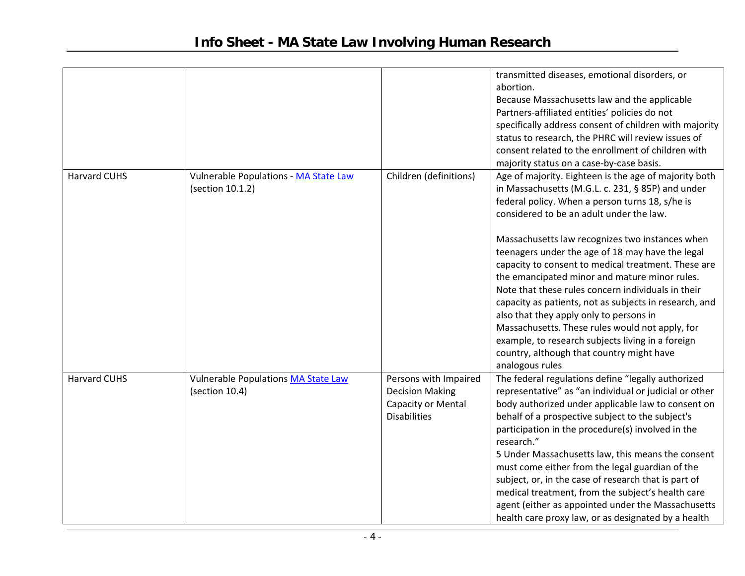| | | | |
|---|---|---|---|
| | | | transmitted diseases, emotional disorders, or abortion.<br>Because Massachusetts law and the applicable Partners-affiliated entities' policies do not specifically address consent of children with majority status to research, the PHRC will review issues of consent related to the enrollment of children with majority status on a case-by-case basis. |
| Harvard CUHS | Vulnerable Populations - [MA State Law](MA State Law) (section 10.1.2) | Children (definitions) | Age of majority. Eighteen is the age of majority both in Massachusetts (M.G.L. c. 231, § 85P) and under federal policy. When a person turns 18, s/he is considered to be an adult under the law.<br><br>Massachusetts law recognizes two instances when teenagers under the age of 18 may have the legal capacity to consent to medical treatment. These are the emancipated minor and mature minor rules. Note that these rules concern individuals in their capacity as patients, not as subjects in research, and also that they apply only to persons in Massachusetts. These rules would not apply, for example, to research subjects living in a foreign country, although that country might have analogous rules |
| Harvard CUHS | Vulnerable Populations [MA State Law](MA State Law) (section 10.4) | Persons with Impaired Decision Making Capacity or Mental Disabilities | The federal regulations define "legally authorized representative" as "an individual or judicial or other body authorized under applicable law to consent on behalf of a prospective subject to the subject's participation in the procedure(s) involved in the research."<br>5 Under Massachusetts law, this means the consent must come either from the legal guardian of the subject, or, in the case of research that is part of medical treatment, from the subject's health care agent (either as appointed under the Massachusetts health care proxy law, or as designated by a health |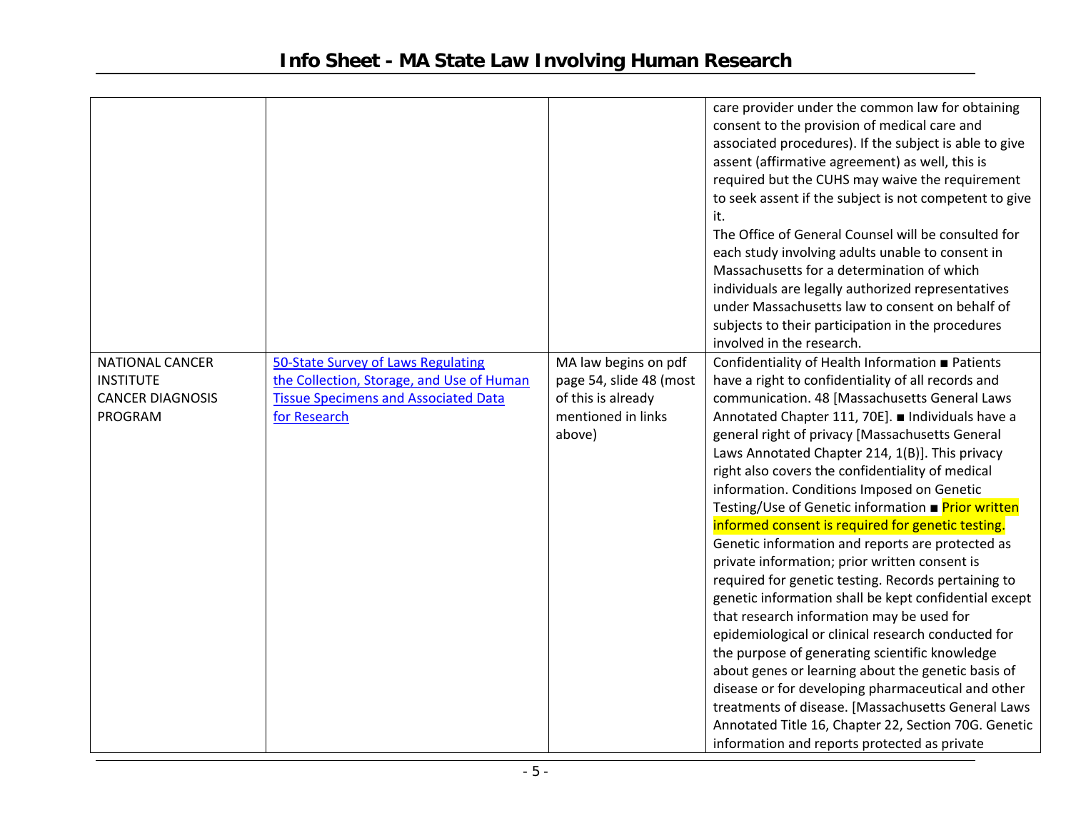| | | | |
|---|---|---|---|
| | | | care provider under the common law for obtaining consent to the provision of medical care and associated procedures). If the subject is able to give assent (affirmative agreement) as well, this is required but the CUHS may waive the requirement to seek assent if the subject is not competent to give it.<br>The Office of General Counsel will be consulted for each study involving adults unable to consent in Massachusetts for a determination of which individuals are legally authorized representatives under Massachusetts law to consent on behalf of subjects to their participation in the procedures involved in the research. |
| NATIONAL CANCER INSTITUTE CANCER DIAGNOSIS PROGRAM | 50-State Survey of Laws Regulating the Collection, Storage, and Use of Human Tissue Specimens and Associated Data for Research | MA law begins on pdf page 54, slide 48 (most of this is already mentioned in links above) | Confidentiality of Health Information ■ Patients have a right to confidentiality of all records and communication. 48 [Massachusetts General Laws Annotated Chapter 111, 70E]. ■ Individuals have a general right of privacy [Massachusetts General Laws Annotated Chapter 214, 1(B)]. This privacy right also covers the confidentiality of medical information. Conditions Imposed on Genetic Testing/Use of Genetic information ■ Prior written informed consent is required for genetic testing. Genetic information and reports are protected as private information; prior written consent is required for genetic testing. Records pertaining to genetic information shall be kept confidential except that research information may be used for epidemiological or clinical research conducted for the purpose of generating scientific knowledge about genes or learning about the genetic basis of disease or for developing pharmaceutical and other treatments of disease. [Massachusetts General Laws Annotated Title 16, Chapter 22, Section 70G. Genetic information and reports protected as private |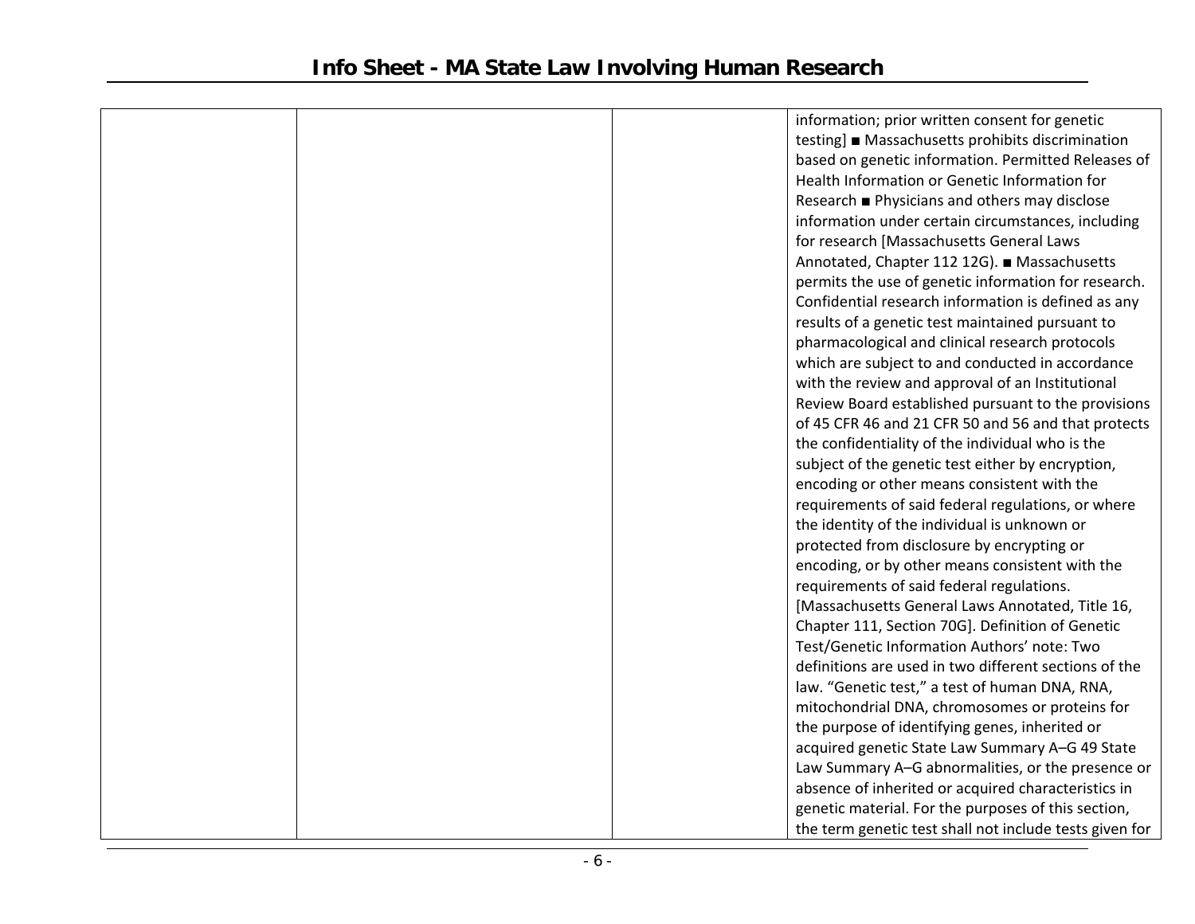| | | | information; prior written consent for genetic testing] ■ Massachusetts prohibits discrimination based on genetic information. Permitted Releases of Health Information or Genetic Information for Research ■ Physicians and others may disclose information under certain circumstances, including for research [Massachusetts General Laws Annotated, Chapter 112 12G). ■ Massachusetts permits the use of genetic information for research. Confidential research information is defined as any results of a genetic test maintained pursuant to pharmacological and clinical research protocols which are subject to and conducted in accordance with the review and approval of an Institutional Review Board established pursuant to the provisions of 45 CFR 46 and 21 CFR 50 and 56 and that protects the confidentiality of the individual who is the subject of the genetic test either by encryption, encoding or other means consistent with the requirements of said federal regulations, or where the identity of the individual is unknown or protected from disclosure by encrypting or encoding, or by other means consistent with the requirements of said federal regulations. [Massachusetts General Laws Annotated, Title 16, Chapter 111, Section 70G]. Definition of Genetic Test/Genetic Information Authors' note: Two definitions are used in two different sections of the law. "Genetic test," a test of human DNA, RNA, mitochondrial DNA, chromosomes or proteins for the purpose of identifying genes, inherited or acquired genetic State Law Summary A–G 49 State Law Summary A–G abnormalities, or the presence or absence of inherited or acquired characteristics in genetic material. For the purposes of this section, the term genetic test shall not include tests given for |
|---|---|---|---|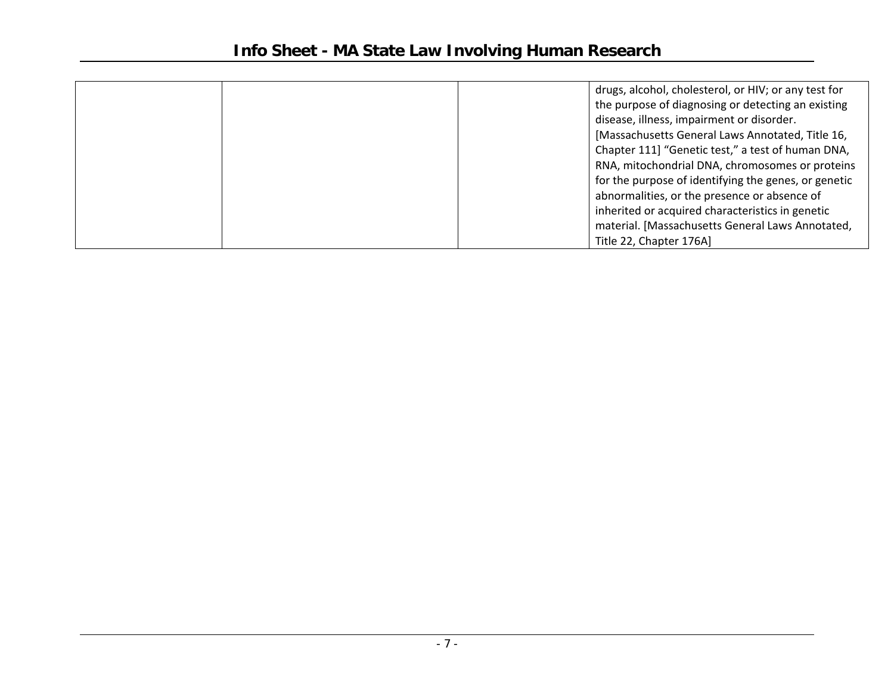|  |  |  | drugs, alcohol, cholesterol, or HIV; or any test for the purpose of diagnosing or detecting an existing disease, illness, impairment or disorder. [Massachusetts General Laws Annotated, Title 16, Chapter 111] "Genetic test," a test of human DNA, RNA, mitochondrial DNA, chromosomes or proteins for the purpose of identifying the genes, or genetic abnormalities, or the presence or absence of inherited or acquired characteristics in genetic material. [Massachusetts General Laws Annotated, Title 22, Chapter 176A] |
|---|---|---|---|